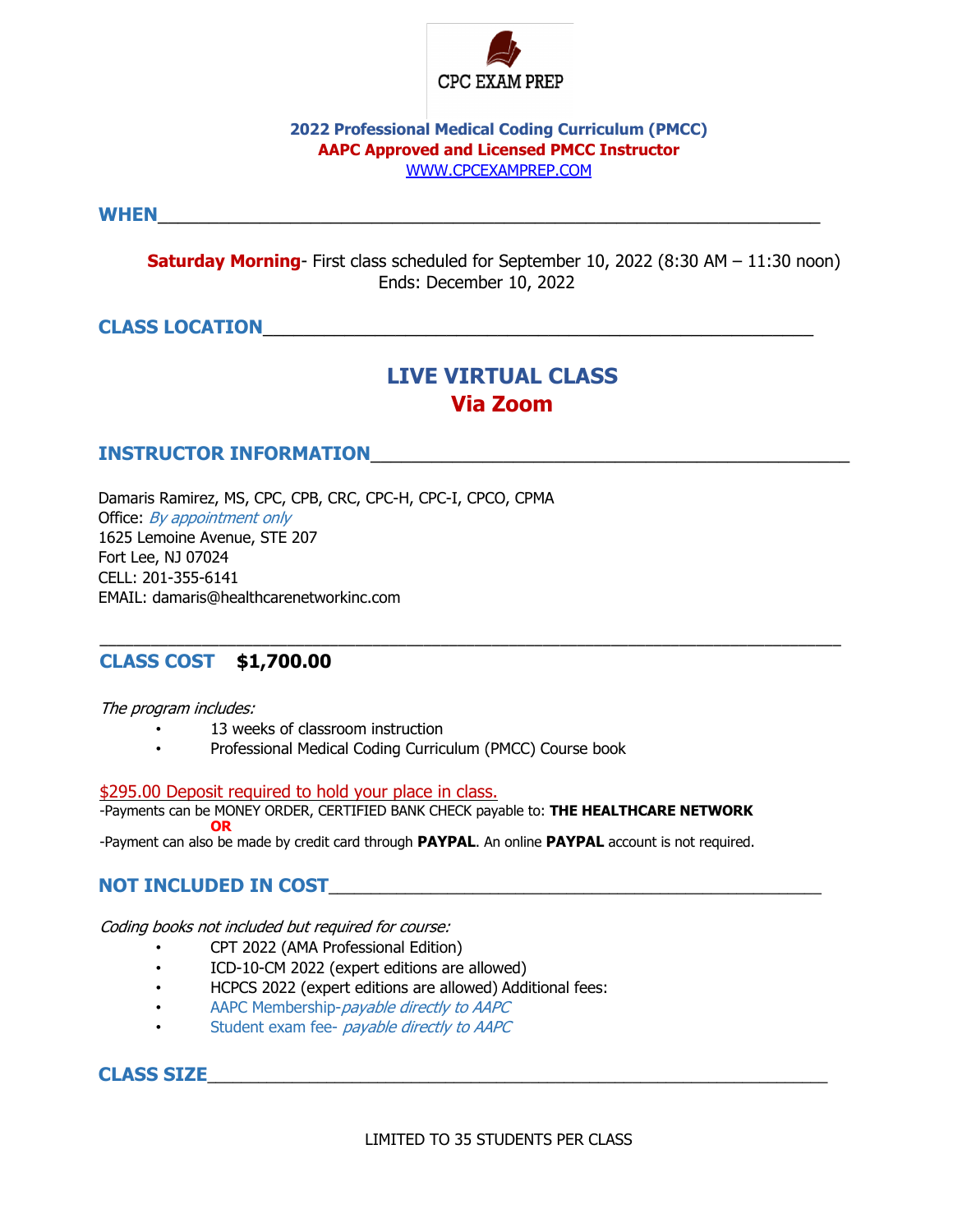CPC EXAM PREP

**2022 Professional Medical Coding Curriculum (PMCC)**
**AAPC Approved and Licensed PMCC Instructor**
[WWW.CPCEXAMPREP.COM](http://WWW.CPCEXAMPREP.COM)

## WHEN

**Saturday Morning**- First class scheduled for September 10, 2022 (8:30 AM – 11:30 noon)
Ends: December 10, 2022

## CLASS LOCATION

**LIVE VIRTUAL CLASS**
**Via Zoom**

## INSTRUCTOR INFORMATION

Damaris Ramirez, MS, CPC, CPB, CRC, CPC-H, CPC-I, CPCO, CPMA
Office: *By appointment only*
1625 Lemoine Avenue, STE 207
Fort Lee, NJ 07024
CELL: 201-355-6141
EMAIL: damaris@healthcarenetworkinc.com

## CLASS COST **$1,700.00**

*The program includes:*

- 13 weeks of classroom instruction
- Professional Medical Coding Curriculum (PMCC) Course book

$295.00 Deposit required to hold your place in class.

-Payments can be MONEY ORDER, CERTIFIED BANK CHECK payable to: **THE HEALTHCARE NETWORK**

**OR**

-Payment can also be made by credit card through **PAYPAL**. An online **PAYPAL** account is not required.

## NOT INCLUDED IN COST

*Coding books not included but required for course:*

- CPT 2022 (AMA Professional Edition)
- ICD-10-CM 2022 (expert editions are allowed)
- HCPCS 2022 (expert editions are allowed) Additional fees:
- AAPC Membership-*payable directly to AAPC*
- Student exam fee- *payable directly to AAPC*

## CLASS SIZE

LIMITED TO 35 STUDENTS PER CLASS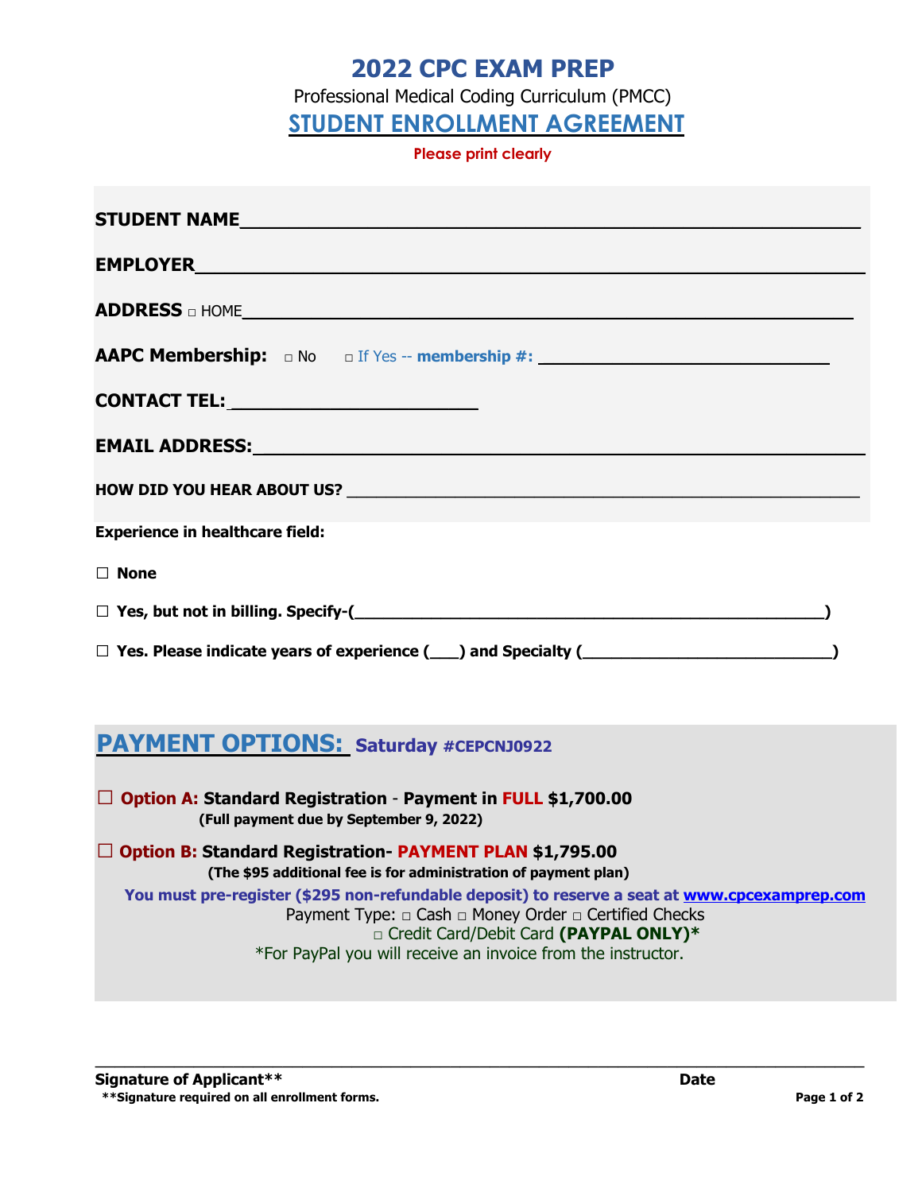# 2022 CPC EXAM PREP

Professional Medical Coding Curriculum (PMCC)

## STUDENT ENROLLMENT AGREEMENT

**Please print clearly**

**STUDENT NAME**\_\_\_\_\_\_\_\_\_\_\_\_\_\_\_\_\_\_\_\_\_\_\_\_\_\_\_\_\_\_\_\_\_\_\_\_\_\_\_\_\_\_\_\_\_\_\_\_\_\_\_\_\_\_\_\_

**EMPLOYER**\_\_\_\_\_\_\_\_\_\_\_\_\_\_\_\_\_\_\_\_\_\_\_\_\_\_\_\_\_\_\_\_\_\_\_\_\_\_\_\_\_\_\_\_\_\_\_\_\_\_\_\_\_\_\_\_\_\_\_\_

**ADDRESS** □ HOME\_\_\_\_\_\_\_\_\_\_\_\_\_\_\_\_\_\_\_\_\_\_\_\_\_\_\_\_\_\_\_\_\_\_\_\_\_\_\_\_\_\_\_\_\_\_\_\_\_\_\_\_\_\_

**AAPC Membership:** □ No □ If Yes -- **membership #:** \_\_\_\_\_\_\_\_\_\_\_\_\_\_\_\_\_\_\_\_\_\_\_\_\_\_\_\_\_\_

**CONTACT TEL:**\_\_\_\_\_\_\_\_\_\_\_\_\_\_\_\_\_\_\_\_\_\_\_\_\_

**EMAIL ADDRESS:**\_\_\_\_\_\_\_\_\_\_\_\_\_\_\_\_\_\_\_\_\_\_\_\_\_\_\_\_\_\_\_\_\_\_\_\_\_\_\_\_\_\_\_\_\_\_\_\_\_\_\_\_\_\_\_

**HOW DID YOU HEAR ABOUT US?** \_\_\_\_\_\_\_\_\_\_\_\_\_\_\_\_\_\_\_\_\_\_\_\_\_\_\_\_\_\_\_\_\_\_\_\_\_\_\_\_\_\_\_\_\_\_\_\_\_\_\_\_

**Experience in healthcare field:**

☐ **None**

☐ **Yes, but not in billing. Specify-(\_\_\_\_\_\_\_\_\_\_\_\_\_\_\_\_\_\_\_\_\_\_\_\_\_\_\_\_\_\_\_\_\_\_\_\_\_\_\_\_\_\_\_\_\_\_\_\_\_)**

☐ **Yes. Please indicate years of experience (\_\_\_) and Specialty (\_\_\_\_\_\_\_\_\_\_\_\_\_\_\_\_\_\_\_\_\_\_\_\_\_\_\_\_)**

## PAYMENT OPTIONS: Saturday #CEPCNJ0922

☐ **Option A: Standard Registration - Payment in FULL $1,700.00**
**(Full payment due by September 9, 2022)**

☐ **Option B: Standard Registration- PAYMENT PLAN $1,795.00**
**(The $95 additional fee is for administration of payment plan)**

**You must pre-register ($295 non-refundable deposit) to reserve a seat at www.cpcexamprep.com**

Payment Type: □ Cash □ Money Order □ Certified Checks
□ Credit Card/Debit Card **(PAYPAL ONLY)***
*For PayPal you will receive an invoice from the instructor.

\_\_\_\_\_\_\_\_\_\_\_\_\_\_\_\_\_\_\_\_\_\_\_\_\_\_\_\_\_\_\_\_\_\_\_\_\_\_\_\_\_\_\_\_\_\_\_\_\_\_\_\_\_\_\_\_\_\_\_\_\_\_\_\_\_\_\_\_\_\_

**Signature of Applicant**** **Date**

****Signature required on all enrollment forms.**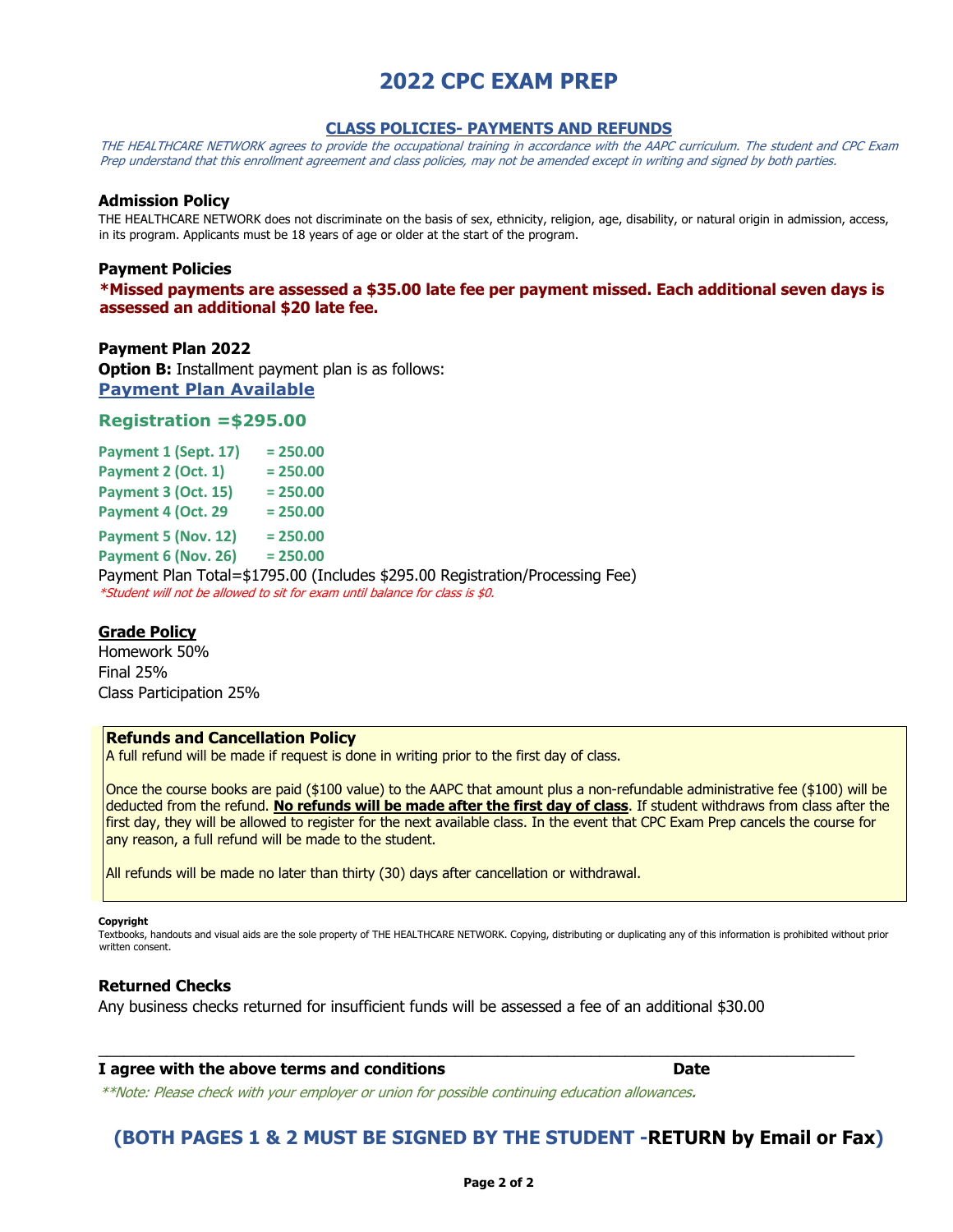# 2022 CPC EXAM PREP

## CLASS POLICIES- PAYMENTS AND REFUNDS

*THE HEALTHCARE NETWORK agrees to provide the occupational training in accordance with the AAPC curriculum. The student and CPC Exam Prep understand that this enrollment agreement and class policies, may not be amended except in writing and signed by both parties.*

### Admission Policy

THE HEALTHCARE NETWORK does not discriminate on the basis of sex, ethnicity, religion, age, disability, or natural origin in admission, access, in its program. Applicants must be 18 years of age or older at the start of the program.

### Payment Policies

**\*Missed payments are assessed a $35.00 late fee per payment missed. Each additional seven days is assessed an additional $20 late fee.**

### Payment Plan 2022

**Option B:** Installment payment plan is as follows:

**Payment Plan Available**

**Registration =$295.00**

**Payment 1 (Sept. 17) = 250.00**
**Payment 2 (Oct. 1) = 250.00**
**Payment 3 (Oct. 15) = 250.00**
**Payment 4 (Oct. 29 = 250.00**
**Payment 5 (Nov. 12) = 250.00**
**Payment 6 (Nov. 26) = 250.00**

Payment Plan Total=$1795.00 (Includes $295.00 Registration/Processing Fee)

*\*Student will not be allowed to sit for exam until balance for class is $0.*

### Grade Policy

Homework 50%
Final 25%
Class Participation 25%

### Refunds and Cancellation Policy

A full refund will be made if request is done in writing prior to the first day of class.

Once the course books are paid ($100 value) to the AAPC that amount plus a non-refundable administrative fee ($100) will be deducted from the refund. **No refunds will be made after the first day of class**. If student withdraws from class after the first day, they will be allowed to register for the next available class. In the event that CPC Exam Prep cancels the course for any reason, a full refund will be made to the student.

All refunds will be made no later than thirty (30) days after cancellation or withdrawal.

**Copyright**

Textbooks, handouts and visual aids are the sole property of THE HEALTHCARE NETWORK. Copying, distributing or duplicating any of this information is prohibited without prior written consent.

### Returned Checks

Any business checks returned for insufficient funds will be assessed a fee of an additional $30.00

\_\_\_\_\_\_\_\_\_\_\_\_\_\_\_\_\_\_\_\_\_\_\_\_\_\_\_\_\_\_\_\_\_\_\_\_\_\_\_\_\_\_\_\_\_\_\_\_\_\_\_\_\_\_\_\_\_\_\_\_\_\_\_\_\_\_\_\_\_\_\_\_

**I agree with the above terms and conditions** **Date**

*\*\*Note: Please check with your employer or union for possible continuing education allowances.*

**(BOTH PAGES 1 & 2 MUST BE SIGNED BY THE STUDENT -RETURN by Email or Fax)**